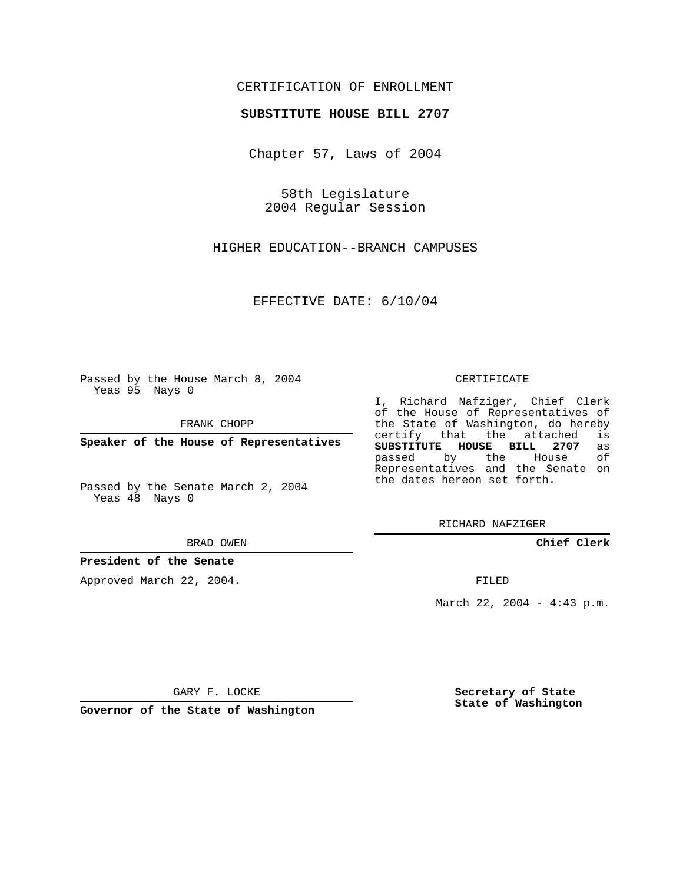CERTIFICATION OF ENROLLMENT

**SUBSTITUTE HOUSE BILL 2707**

Chapter 57, Laws of 2004

58th Legislature
2004 Regular Session

HIGHER EDUCATION--BRANCH CAMPUSES

EFFECTIVE DATE: 6/10/04

Passed by the House March 8, 2004
Yeas 95 Nays 0

FRANK CHOPP

**Speaker of the House of Representatives**

Passed by the Senate March 2, 2004
Yeas 48 Nays 0

BRAD OWEN

**President of the Senate**

Approved March 22, 2004.

GARY F. LOCKE

**Governor of the State of Washington**

CERTIFICATE

I, Richard Nafziger, Chief Clerk of the House of Representatives of the State of Washington, do hereby certify that the attached is **SUBSTITUTE HOUSE BILL 2707** as passed by the House of Representatives and the Senate on the dates hereon set forth.

RICHARD NAFZIGER

**Chief Clerk**

FILED

March 22, 2004 - 4:43 p.m.

**Secretary of State**
**State of Washington**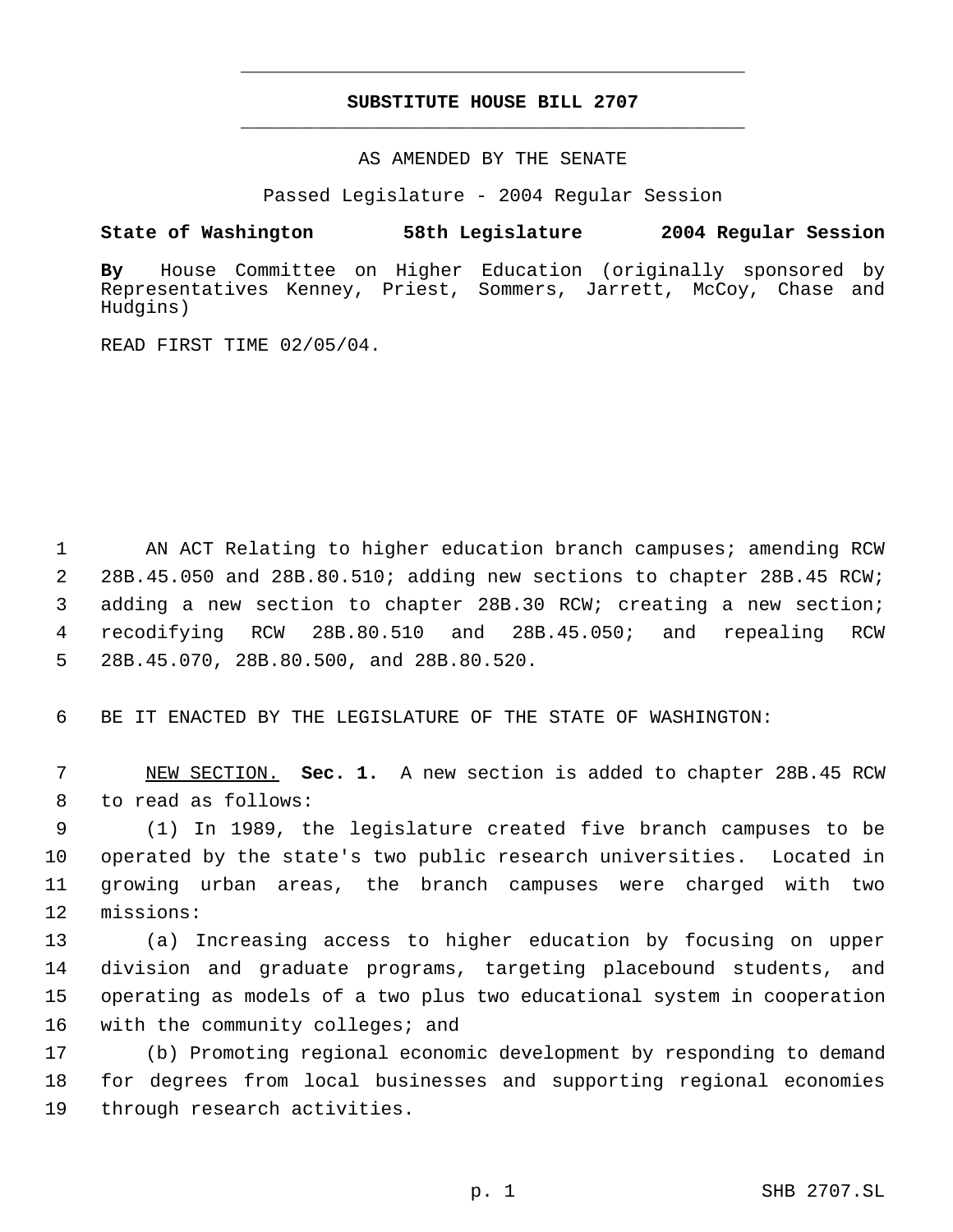# SUBSTITUTE HOUSE BILL 2707

AS AMENDED BY THE SENATE

Passed Legislature - 2004 Regular Session

**State of Washington 58th Legislature 2004 Regular Session**

**By** House Committee on Higher Education (originally sponsored by Representatives Kenney, Priest, Sommers, Jarrett, McCoy, Chase and Hudgins)

READ FIRST TIME 02/05/04.

AN ACT Relating to higher education branch campuses; amending RCW 28B.45.050 and 28B.80.510; adding new sections to chapter 28B.45 RCW; adding a new section to chapter 28B.30 RCW; creating a new section; recodifying RCW 28B.80.510 and 28B.45.050; and repealing RCW 28B.45.070, 28B.80.500, and 28B.80.520.

BE IT ENACTED BY THE LEGISLATURE OF THE STATE OF WASHINGTON:

NEW SECTION. **Sec. 1.** A new section is added to chapter 28B.45 RCW to read as follows:

(1) In 1989, the legislature created five branch campuses to be operated by the state's two public research universities. Located in growing urban areas, the branch campuses were charged with two missions:

(a) Increasing access to higher education by focusing on upper division and graduate programs, targeting placebound students, and operating as models of a two plus two educational system in cooperation with the community colleges; and

(b) Promoting regional economic development by responding to demand for degrees from local businesses and supporting regional economies through research activities.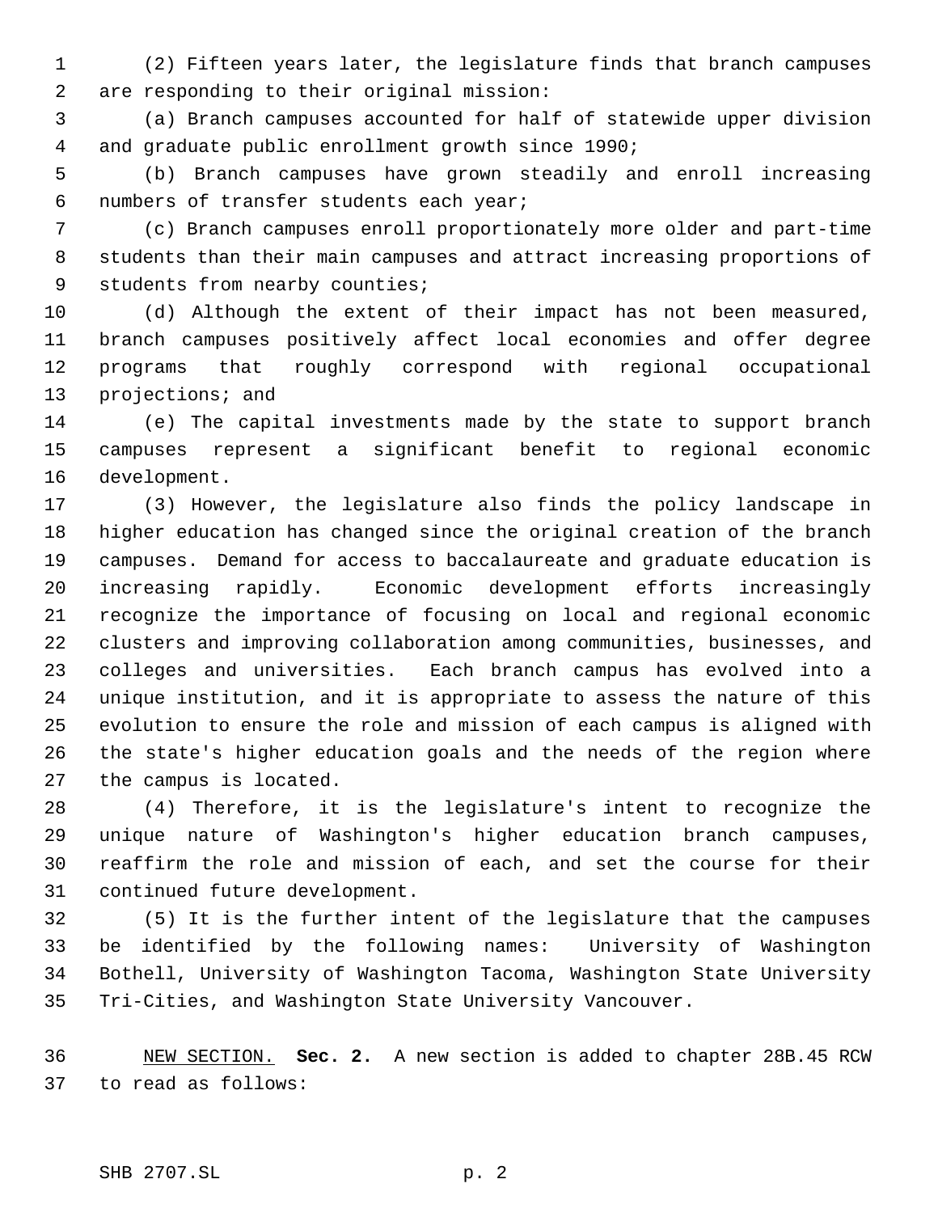(2) Fifteen years later, the legislature finds that branch campuses are responding to their original mission:

(a) Branch campuses accounted for half of statewide upper division and graduate public enrollment growth since 1990;

(b) Branch campuses have grown steadily and enroll increasing numbers of transfer students each year;

(c) Branch campuses enroll proportionately more older and part-time students than their main campuses and attract increasing proportions of students from nearby counties;

(d) Although the extent of their impact has not been measured, branch campuses positively affect local economies and offer degree programs that roughly correspond with regional occupational projections; and

(e) The capital investments made by the state to support branch campuses represent a significant benefit to regional economic development.

(3) However, the legislature also finds the policy landscape in higher education has changed since the original creation of the branch campuses. Demand for access to baccalaureate and graduate education is increasing rapidly. Economic development efforts increasingly recognize the importance of focusing on local and regional economic clusters and improving collaboration among communities, businesses, and colleges and universities. Each branch campus has evolved into a unique institution, and it is appropriate to assess the nature of this evolution to ensure the role and mission of each campus is aligned with the state's higher education goals and the needs of the region where the campus is located.

(4) Therefore, it is the legislature's intent to recognize the unique nature of Washington's higher education branch campuses, reaffirm the role and mission of each, and set the course for their continued future development.

(5) It is the further intent of the legislature that the campuses be identified by the following names: University of Washington Bothell, University of Washington Tacoma, Washington State University Tri-Cities, and Washington State University Vancouver.

NEW SECTION. **Sec. 2.** A new section is added to chapter 28B.45 RCW to read as follows: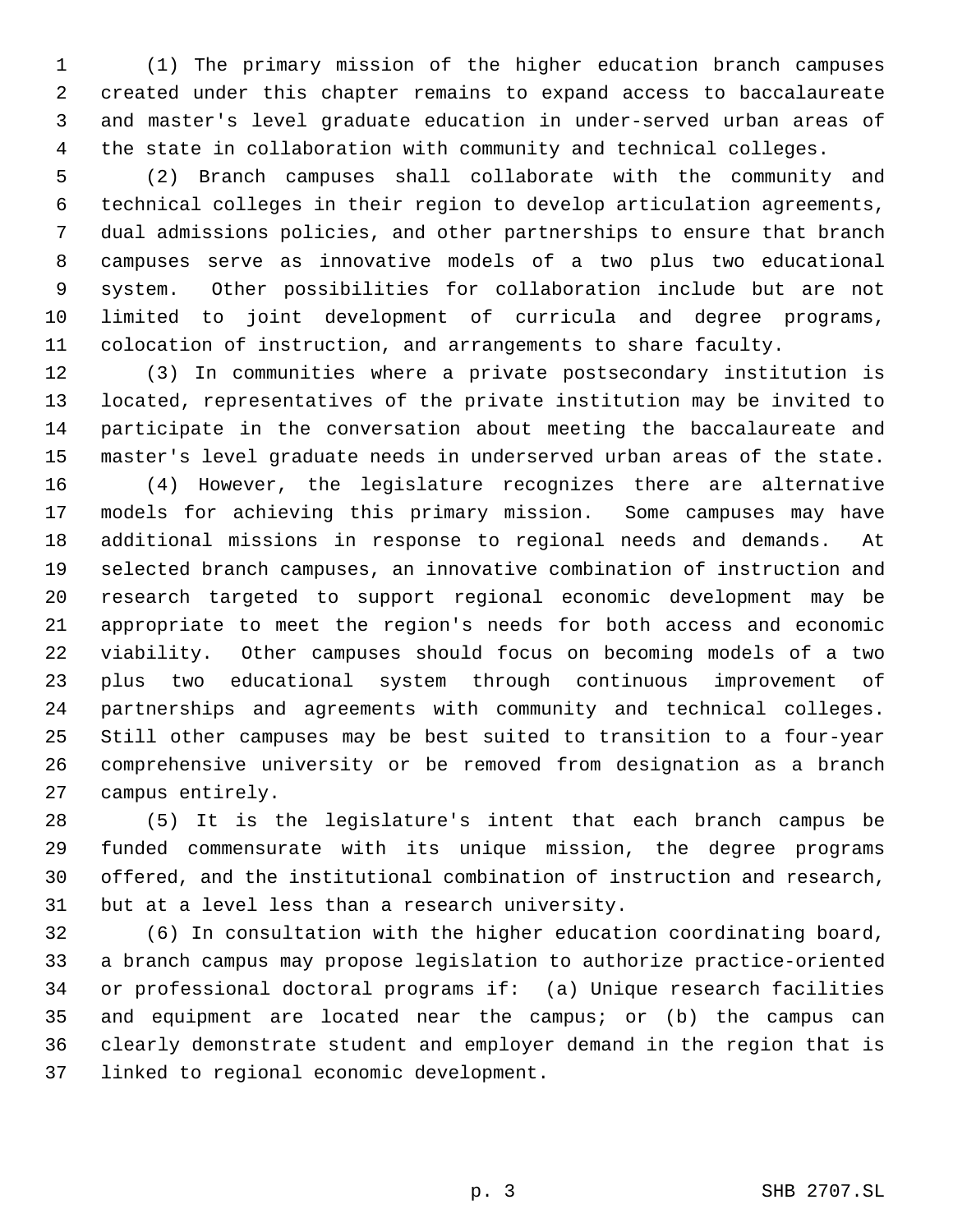(1) The primary mission of the higher education branch campuses created under this chapter remains to expand access to baccalaureate and master's level graduate education in under-served urban areas of the state in collaboration with community and technical colleges.

(2) Branch campuses shall collaborate with the community and technical colleges in their region to develop articulation agreements, dual admissions policies, and other partnerships to ensure that branch campuses serve as innovative models of a two plus two educational system. Other possibilities for collaboration include but are not limited to joint development of curricula and degree programs, colocation of instruction, and arrangements to share faculty.

(3) In communities where a private postsecondary institution is located, representatives of the private institution may be invited to participate in the conversation about meeting the baccalaureate and master's level graduate needs in underserved urban areas of the state.

(4) However, the legislature recognizes there are alternative models for achieving this primary mission. Some campuses may have additional missions in response to regional needs and demands. At selected branch campuses, an innovative combination of instruction and research targeted to support regional economic development may be appropriate to meet the region's needs for both access and economic viability. Other campuses should focus on becoming models of a two plus two educational system through continuous improvement of partnerships and agreements with community and technical colleges. Still other campuses may be best suited to transition to a four-year comprehensive university or be removed from designation as a branch campus entirely.

(5) It is the legislature's intent that each branch campus be funded commensurate with its unique mission, the degree programs offered, and the institutional combination of instruction and research, but at a level less than a research university.

(6) In consultation with the higher education coordinating board, a branch campus may propose legislation to authorize practice-oriented or professional doctoral programs if: (a) Unique research facilities and equipment are located near the campus; or (b) the campus can clearly demonstrate student and employer demand in the region that is linked to regional economic development.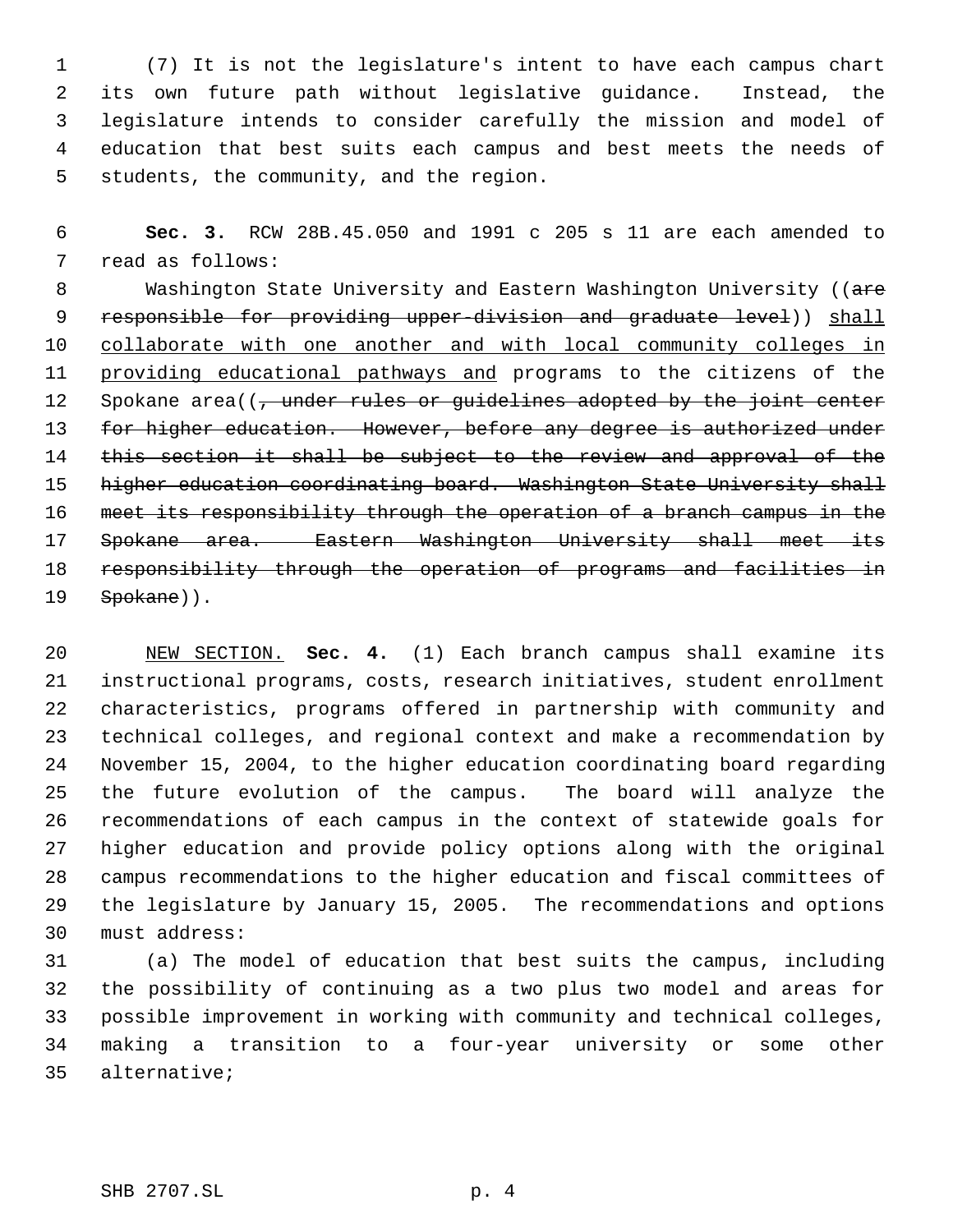(7) It is not the legislature's intent to have each campus chart its own future path without legislative guidance. Instead, the legislature intends to consider carefully the mission and model of education that best suits each campus and best meets the needs of students, the community, and the region.

**Sec. 3.** RCW 28B.45.050 and 1991 c 205 s 11 are each amended to read as follows:

Washington State University and Eastern Washington University ((~~are responsible for providing upper-division and graduate level~~)) <u>shall collaborate with one another and with local community colleges in providing educational pathways and</u> programs to the citizens of the Spokane area((~~, under rules or guidelines adopted by the joint center for higher education. However, before any degree is authorized under this section it shall be subject to the review and approval of the higher education coordinating board. Washington State University shall meet its responsibility through the operation of a branch campus in the Spokane area. Eastern Washington University shall meet its responsibility through the operation of programs and facilities in Spokane~~)).

<u>NEW SECTION.</u> **Sec. 4.** (1) Each branch campus shall examine its instructional programs, costs, research initiatives, student enrollment characteristics, programs offered in partnership with community and technical colleges, and regional context and make a recommendation by November 15, 2004, to the higher education coordinating board regarding the future evolution of the campus. The board will analyze the recommendations of each campus in the context of statewide goals for higher education and provide policy options along with the original campus recommendations to the higher education and fiscal committees of the legislature by January 15, 2005. The recommendations and options must address:

(a) The model of education that best suits the campus, including the possibility of continuing as a two plus two model and areas for possible improvement in working with community and technical colleges, making a transition to a four-year university or some other alternative;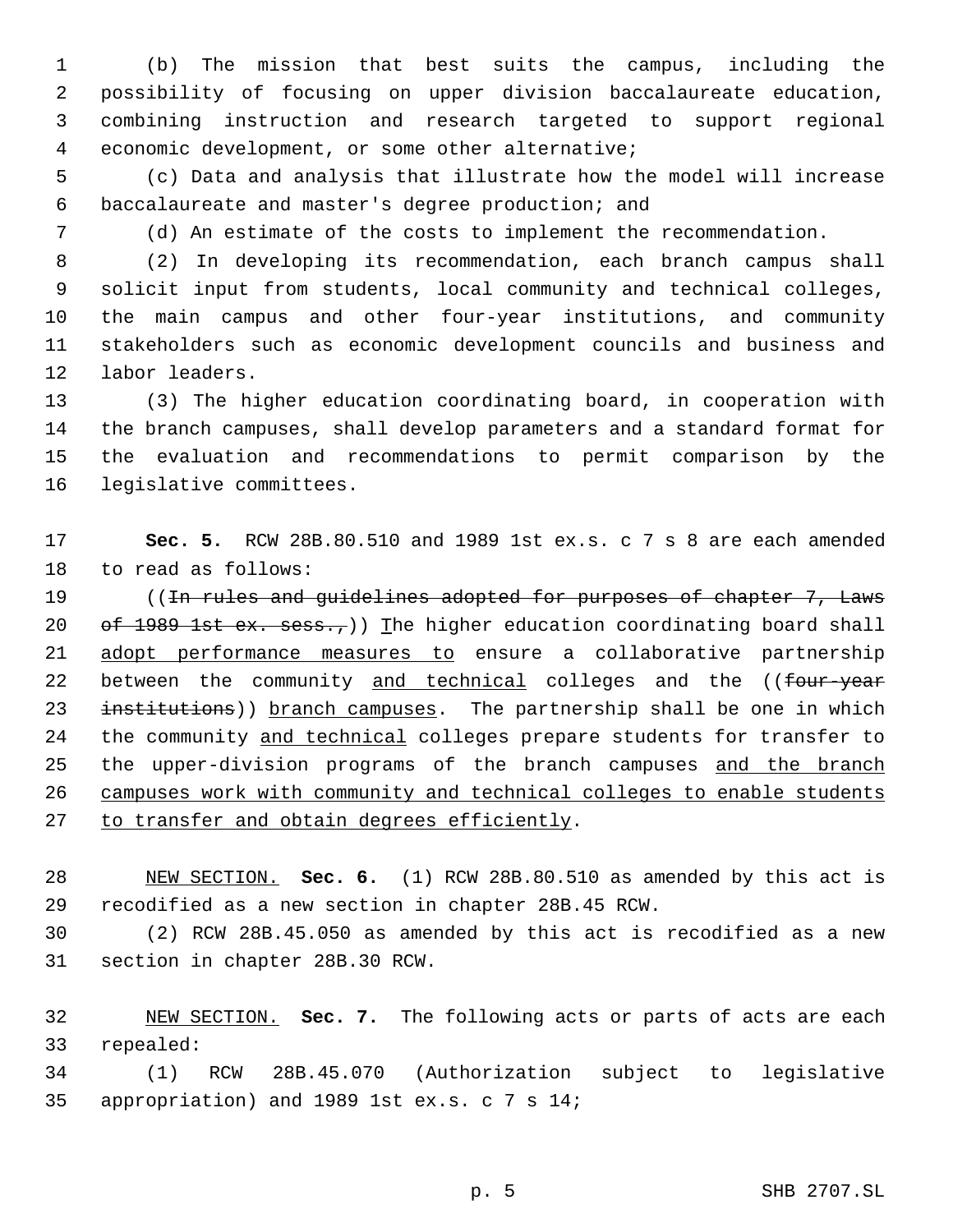(b) The mission that best suits the campus, including the possibility of focusing on upper division baccalaureate education, combining instruction and research targeted to support regional economic development, or some other alternative;

(c) Data and analysis that illustrate how the model will increase baccalaureate and master's degree production; and

(d) An estimate of the costs to implement the recommendation.

(2) In developing its recommendation, each branch campus shall solicit input from students, local community and technical colleges, the main campus and other four-year institutions, and community stakeholders such as economic development councils and business and labor leaders.

(3) The higher education coordinating board, in cooperation with the branch campuses, shall develop parameters and a standard format for the evaluation and recommendations to permit comparison by the legislative committees.

**Sec. 5.** RCW 28B.80.510 and 1989 1st ex.s. c 7 s 8 are each amended to read as follows:

((~~In rules and guidelines adopted for purposes of chapter 7, Laws of 1989 1st ex. sess.,~~)) <u>T</u>he higher education coordinating board shall <u>adopt performance measures to</u> ensure a collaborative partnership between the community <u>and technical</u> colleges and the ((~~four-year institutions~~)) <u>branch campuses</u>. The partnership shall be one in which the community <u>and technical</u> colleges prepare students for transfer to the upper-division programs of the branch campuses <u>and the branch campuses work with community and technical colleges to enable students to transfer and obtain degrees efficiently</u>.

<u>NEW SECTION.</u> **Sec. 6.** (1) RCW 28B.80.510 as amended by this act is recodified as a new section in chapter 28B.45 RCW.

(2) RCW 28B.45.050 as amended by this act is recodified as a new section in chapter 28B.30 RCW.

<u>NEW SECTION.</u> **Sec. 7.** The following acts or parts of acts are each repealed:

(1) RCW 28B.45.070 (Authorization subject to legislative appropriation) and 1989 1st ex.s. c 7 s 14;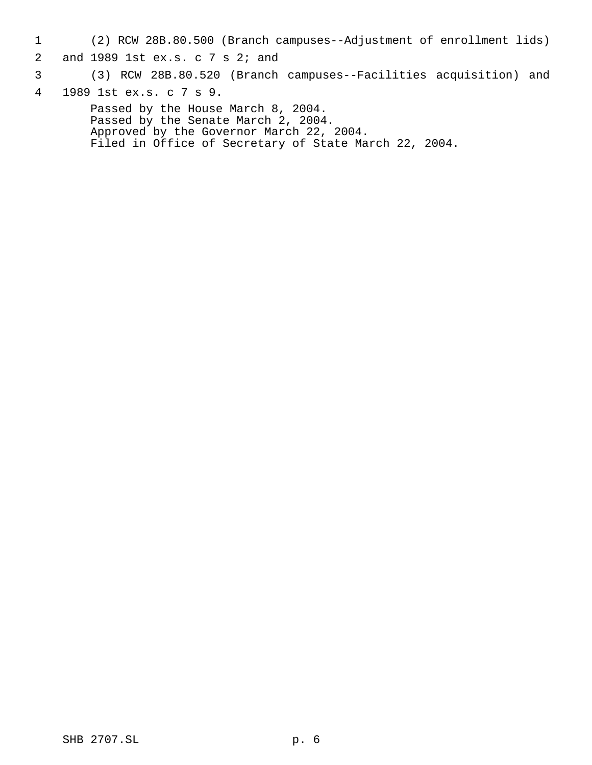(2) RCW 28B.80.500 (Branch campuses--Adjustment of enrollment lids) and 1989 1st ex.s. c 7 s 2; and

(3) RCW 28B.80.520 (Branch campuses--Facilities acquisition) and 1989 1st ex.s. c 7 s 9.

Passed by the House March 8, 2004.
Passed by the Senate March 2, 2004.
Approved by the Governor March 22, 2004.
Filed in Office of Secretary of State March 22, 2004.